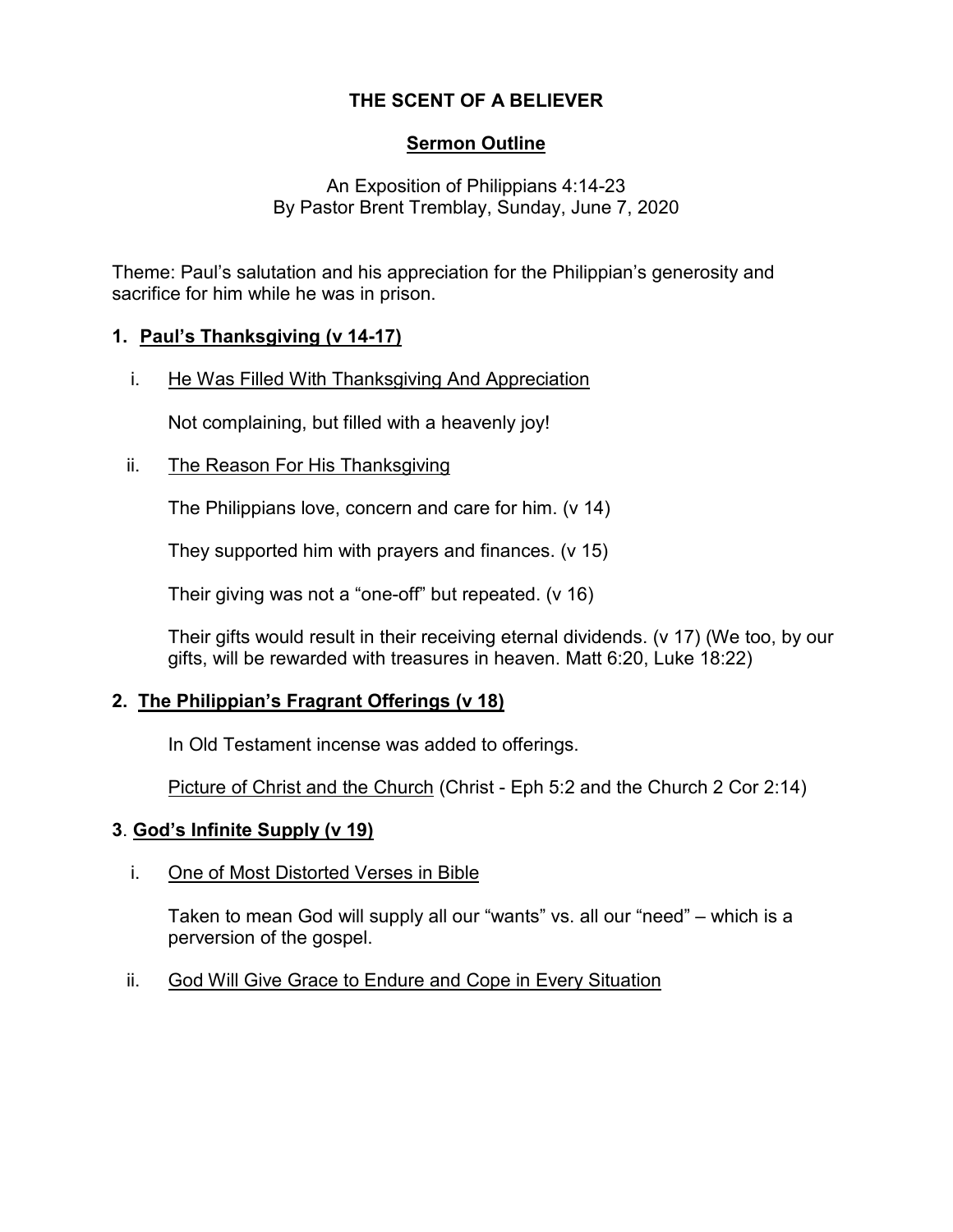# THE SCENT OF A BELIEVER

## Sermon Outline

An Exposition of Philippians 4:14-23
By Pastor Brent Tremblay, Sunday, June 7, 2020

Theme: Paul's salutation and his appreciation for the Philippian's generosity and sacrifice for him while he was in prison.

### 1. Paul's Thanksgiving (v 14-17)

i. He Was Filled With Thanksgiving And Appreciation

Not complaining, but filled with a heavenly joy!

ii. The Reason For His Thanksgiving

The Philippians love, concern and care for him. (v 14)

They supported him with prayers and finances. (v 15)

Their giving was not a "one-off" but repeated. (v 16)

Their gifts would result in their receiving eternal dividends. (v 17) (We too, by our gifts, will be rewarded with treasures in heaven. Matt 6:20, Luke 18:22)

### 2. The Philippian's Fragrant Offerings (v 18)

In Old Testament incense was added to offerings.

Picture of Christ and the Church (Christ - Eph 5:2 and the Church 2 Cor 2:14)

### 3. God's Infinite Supply (v 19)

i. One of Most Distorted Verses in Bible

Taken to mean God will supply all our "wants" vs. all our "need" – which is a perversion of the gospel.

ii. God Will Give Grace to Endure and Cope in Every Situation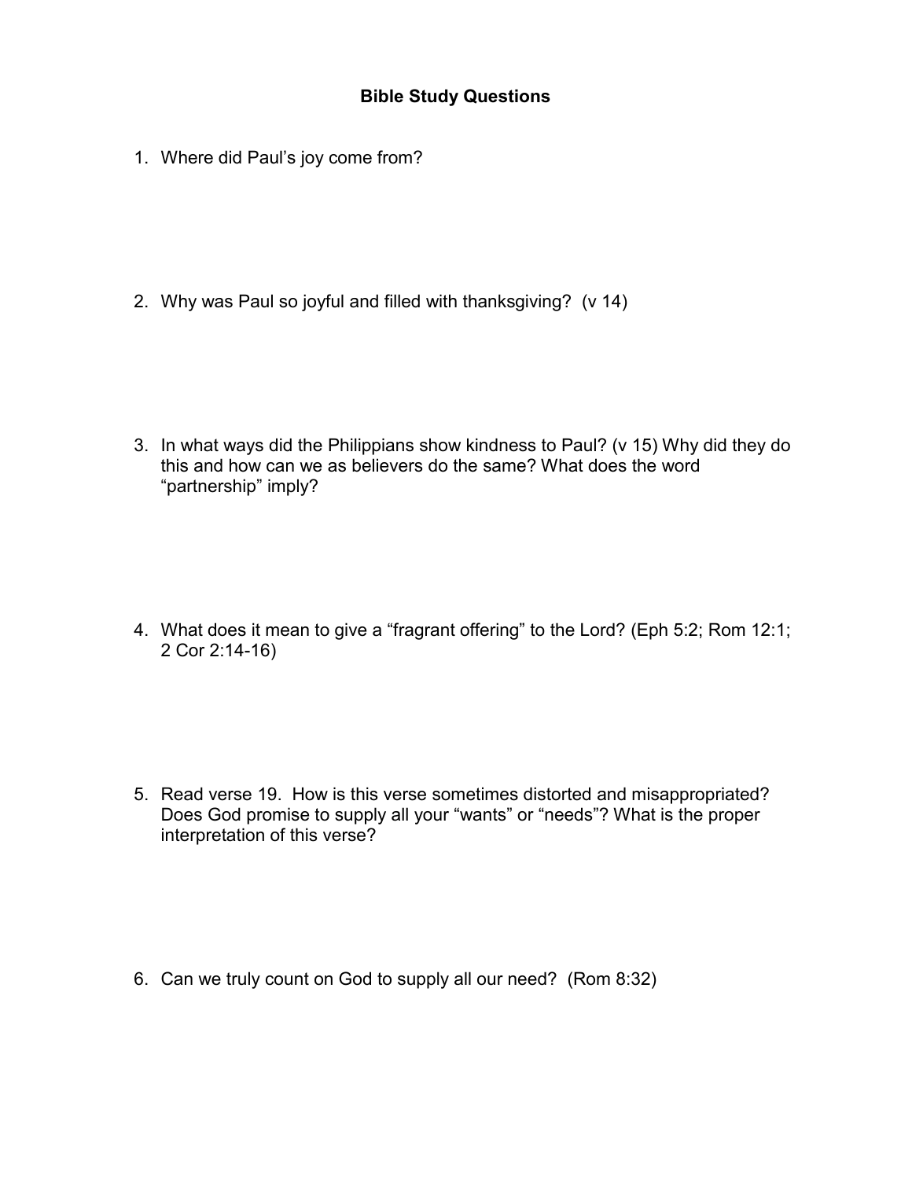# Bible Study Questions

1. Where did Paul's joy come from?

2. Why was Paul so joyful and filled with thanksgiving? (v 14)

3. In what ways did the Philippians show kindness to Paul? (v 15) Why did they do this and how can we as believers do the same? What does the word "partnership" imply?

4. What does it mean to give a "fragrant offering" to the Lord? (Eph 5:2; Rom 12:1; 2 Cor 2:14-16)

5. Read verse 19. How is this verse sometimes distorted and misappropriated? Does God promise to supply all your "wants" or "needs"? What is the proper interpretation of this verse?

6. Can we truly count on God to supply all our need? (Rom 8:32)